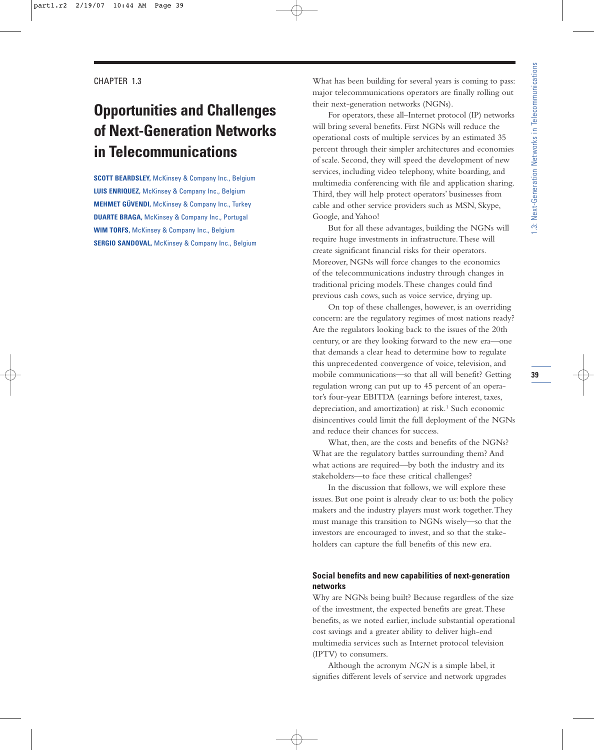CHAPTER 1.3

# Opportunities and Challenges of Next-Generation Networks in Telecommunications

**SCOTT BEARDSLEY,** McKinsey & Company Inc., Belgium
**LUIS ENRIQUEZ,** McKinsey & Company Inc., Belgium
**MEHMET GÜVENDI,** McKinsey & Company Inc., Turkey
**DUARTE BRAGA,** McKinsey & Company Inc., Portugal
**WIM TORFS,** McKinsey & Company Inc., Belgium
**SERGIO SANDOVAL,** McKinsey & Company Inc., Belgium

What has been building for several years is coming to pass: major telecommunications operators are finally rolling out their next-generation networks (NGNs).

For operators, these all–Internet protocol (IP) networks will bring several benefits. First NGNs will reduce the operational costs of multiple services by an estimated 35 percent through their simpler architectures and economies of scale. Second, they will speed the development of new services, including video telephony, white boarding, and multimedia conferencing with file and application sharing. Third, they will help protect operators' businesses from cable and other service providers such as MSN, Skype, Google, and Yahoo!

But for all these advantages, building the NGNs will require huge investments in infrastructure. These will create significant financial risks for their operators. Moreover, NGNs will force changes to the economics of the telecommunications industry through changes in traditional pricing models. These changes could find previous cash cows, such as voice service, drying up.

On top of these challenges, however, is an overriding concern: are the regulatory regimes of most nations ready? Are the regulators looking back to the issues of the 20th century, or are they looking forward to the new era—one that demands a clear head to determine how to regulate this unprecedented convergence of voice, television, and mobile communications—so that all will benefit? Getting regulation wrong can put up to 45 percent of an operator's four-year EBITDA (earnings before interest, taxes, depreciation, and amortization) at risk.[1] Such economic disincentives could limit the full deployment of the NGNs and reduce their chances for success.

What, then, are the costs and benefits of the NGNs? What are the regulatory battles surrounding them? And what actions are required—by both the industry and its stakeholders—to face these critical challenges?

In the discussion that follows, we will explore these issues. But one point is already clear to us: both the policy makers and the industry players must work together. They must manage this transition to NGNs wisely—so that the investors are encouraged to invest, and so that the stakeholders can capture the full benefits of this new era.

### Social benefits and new capabilities of next-generation networks

Why are NGNs being built? Because regardless of the size of the investment, the expected benefits are great. These benefits, as we noted earlier, include substantial operational cost savings and a greater ability to deliver high-end multimedia services such as Internet protocol television (IPTV) to consumers.

Although the acronym *NGN* is a simple label, it signifies different levels of service and network upgrades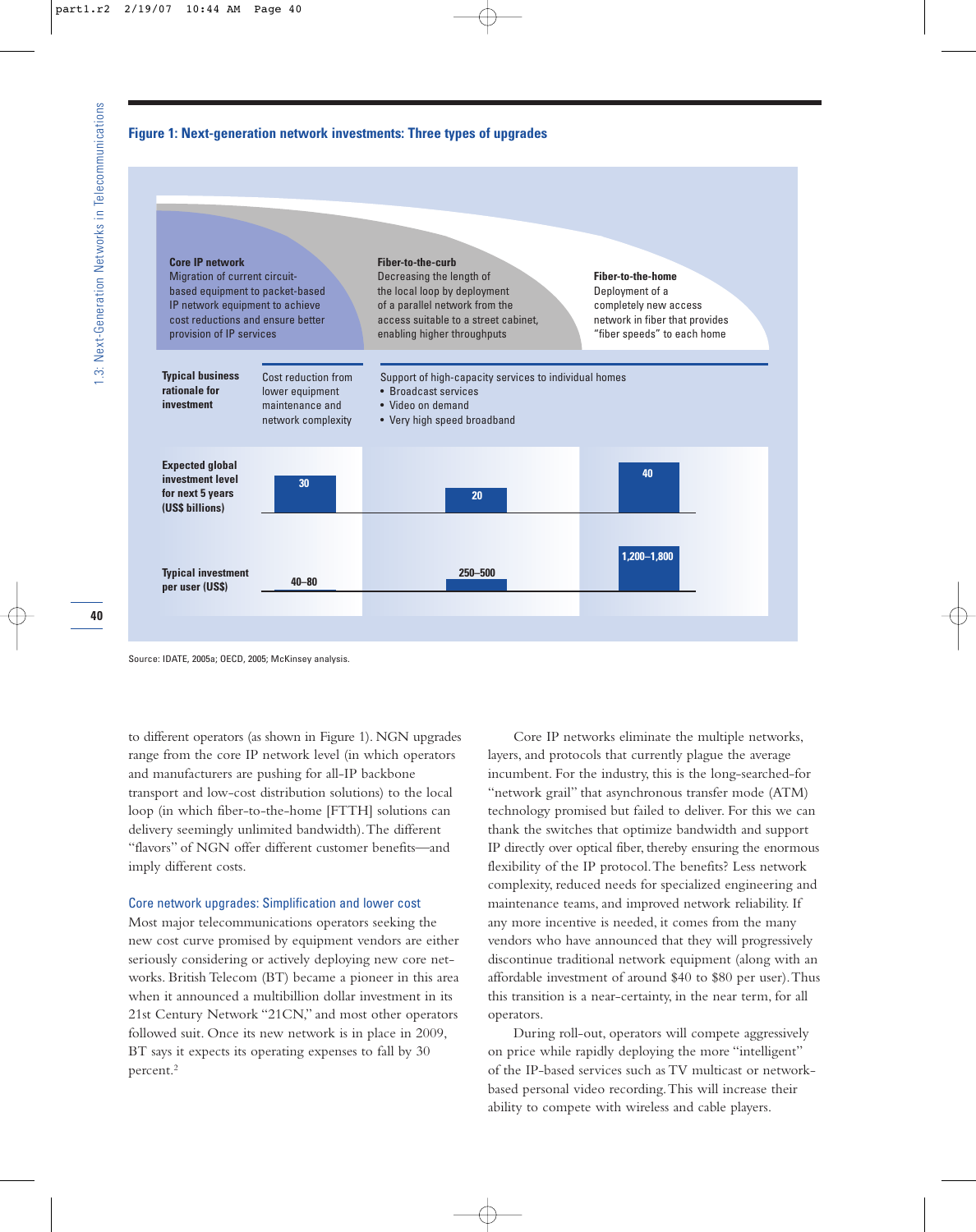**Figure 1: Next-generation network investments: Three types of upgrades**

| | Core IP network | Fiber-to-the-curb | Fiber-to-the-home |
|---|---|---|---|
| | Migration of current circuit-based equipment to packet-based IP network equipment to achieve cost reductions and ensure better provision of IP services | Decreasing the length of the local loop by deployment of a parallel network from the access suitable to a street cabinet, enabling higher throughputs | Deployment of a completely new access network in fiber that provides "fiber speeds" to each home |
| **Typical business rationale for investment** | Cost reduction from lower equipment maintenance and network complexity | Support of high-capacity services to individual homes<br>• Broadcast services<br>• Video on demand<br>• Very high speed broadband | |
| **Expected global investment level for next 5 years (US$ billions)** | 30 | 20 | 40 |
| **Typical investment per user (US$)** | 40–80 | 250–500 | 1,200–1,800 |

Source: IDATE, 2005a; OECD, 2005; McKinsey analysis.

to different operators (as shown in Figure 1). NGN upgrades range from the core IP network level (in which operators and manufacturers are pushing for all-IP backbone transport and low-cost distribution solutions) to the local loop (in which fiber-to-the-home [FTTH] solutions can delivery seemingly unlimited bandwidth). The different "flavors" of NGN offer different customer benefits—and imply different costs.

### Core network upgrades: Simplification and lower cost

Most major telecommunications operators seeking the new cost curve promised by equipment vendors are either seriously considering or actively deploying new core networks. British Telecom (BT) became a pioneer in this area when it announced a multibillion dollar investment in its 21st Century Network "21CN," and most other operators followed suit. Once its new network is in place in 2009, BT says it expects its operating expenses to fall by 30 percent.[2]

Core IP networks eliminate the multiple networks, layers, and protocols that currently plague the average incumbent. For the industry, this is the long-searched-for "network grail" that asynchronous transfer mode (ATM) technology promised but failed to deliver. For this we can thank the switches that optimize bandwidth and support IP directly over optical fiber, thereby ensuring the enormous flexibility of the IP protocol. The benefits? Less network complexity, reduced needs for specialized engineering and maintenance teams, and improved network reliability. If any more incentive is needed, it comes from the many vendors who have announced that they will progressively discontinue traditional network equipment (along with an affordable investment of around $40 to $80 per user). Thus this transition is a near-certainty, in the near term, for all operators.

During roll-out, operators will compete aggressively on price while rapidly deploying the more "intelligent" of the IP-based services such as TV multicast or network-based personal video recording. This will increase their ability to compete with wireless and cable players.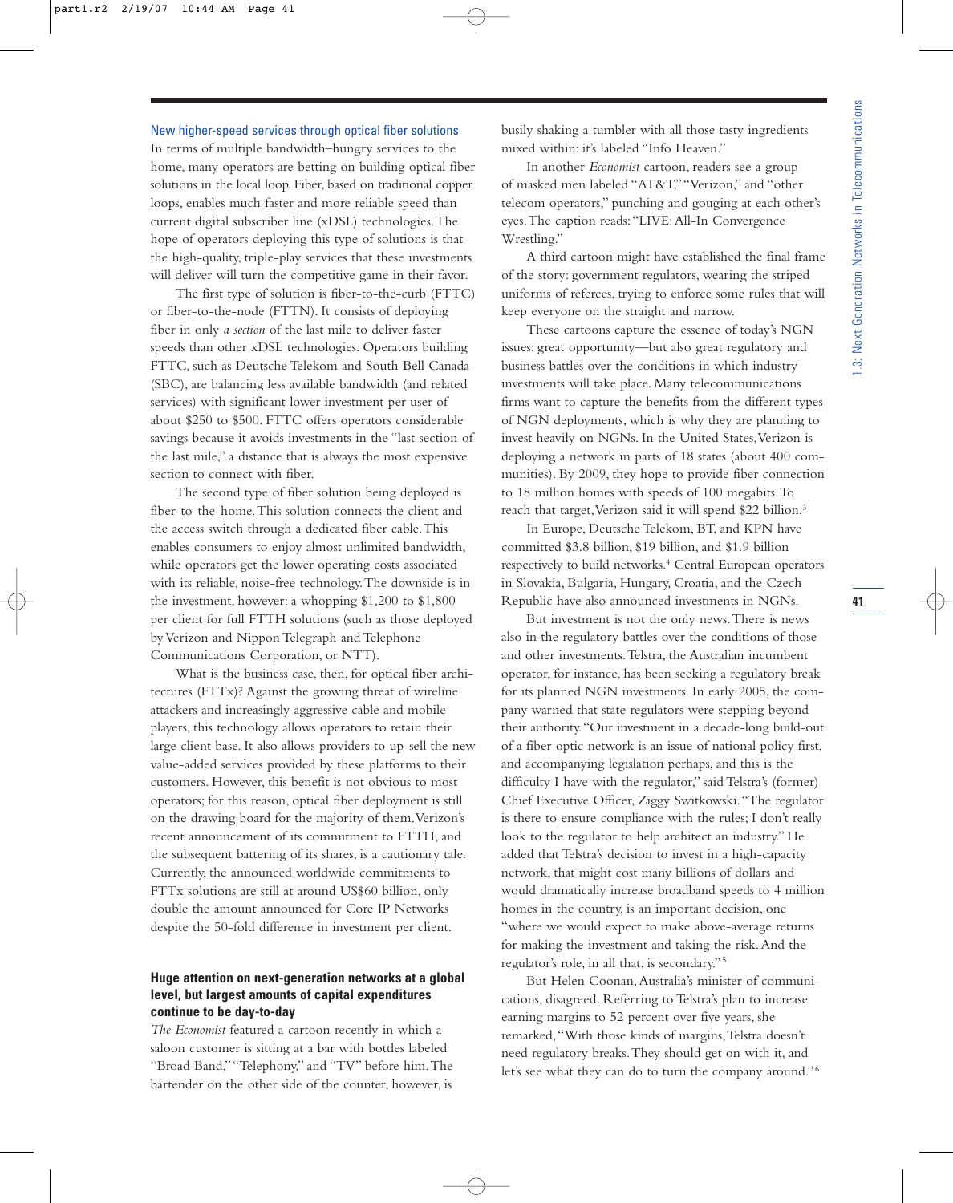### New higher-speed services through optical fiber solutions

In terms of multiple bandwidth–hungry services to the home, many operators are betting on building optical fiber solutions in the local loop. Fiber, based on traditional copper loops, enables much faster and more reliable speed than current digital subscriber line (xDSL) technologies. The hope of operators deploying this type of solutions is that the high-quality, triple-play services that these investments will deliver will turn the competitive game in their favor.

The first type of solution is fiber-to-the-curb (FTTC) or fiber-to-the-node (FTTN). It consists of deploying fiber in only *a section* of the last mile to deliver faster speeds than other xDSL technologies. Operators building FTTC, such as Deutsche Telekom and South Bell Canada (SBC), are balancing less available bandwidth (and related services) with significant lower investment per user of about $250 to $500. FTTC offers operators considerable savings because it avoids investments in the "last section of the last mile," a distance that is always the most expensive section to connect with fiber.

The second type of fiber solution being deployed is fiber-to-the-home. This solution connects the client and the access switch through a dedicated fiber cable. This enables consumers to enjoy almost unlimited bandwidth, while operators get the lower operating costs associated with its reliable, noise-free technology. The downside is in the investment, however: a whopping $1,200 to $1,800 per client for full FTTH solutions (such as those deployed by Verizon and Nippon Telegraph and Telephone Communications Corporation, or NTT).

What is the business case, then, for optical fiber architectures (FTTx)? Against the growing threat of wireline attackers and increasingly aggressive cable and mobile players, this technology allows operators to retain their large client base. It also allows providers to up-sell the new value-added services provided by these platforms to their customers. However, this benefit is not obvious to most operators; for this reason, optical fiber deployment is still on the drawing board for the majority of them. Verizon's recent announcement of its commitment to FTTH, and the subsequent battering of its shares, is a cautionary tale. Currently, the announced worldwide commitments to FTTx solutions are still at around US$60 billion, only double the amount announced for Core IP Networks despite the 50-fold difference in investment per client.

## Huge attention on next-generation networks at a global level, but largest amounts of capital expenditures continue to be day-to-day

*The Economist* featured a cartoon recently in which a saloon customer is sitting at a bar with bottles labeled "Broad Band," "Telephony," and "TV" before him. The bartender on the other side of the counter, however, is busily shaking a tumbler with all those tasty ingredients mixed within: it's labeled "Info Heaven."

In another *Economist* cartoon, readers see a group of masked men labeled "AT&T," "Verizon," and "other telecom operators," punching and gouging at each other's eyes. The caption reads: "LIVE: All-In Convergence Wrestling."

A third cartoon might have established the final frame of the story: government regulators, wearing the striped uniforms of referees, trying to enforce some rules that will keep everyone on the straight and narrow.

These cartoons capture the essence of today's NGN issues: great opportunity—but also great regulatory and business battles over the conditions in which industry investments will take place. Many telecommunications firms want to capture the benefits from the different types of NGN deployments, which is why they are planning to invest heavily on NGNs. In the United States, Verizon is deploying a network in parts of 18 states (about 400 communities). By 2009, they hope to provide fiber connection to 18 million homes with speeds of 100 megabits. To reach that target, Verizon said it will spend $22 billion.[3]

In Europe, Deutsche Telekom, BT, and KPN have committed $3.8 billion, $19 billion, and $1.9 billion respectively to build networks.[4] Central European operators in Slovakia, Bulgaria, Hungary, Croatia, and the Czech Republic have also announced investments in NGNs.

But investment is not the only news. There is news also in the regulatory battles over the conditions of those and other investments. Telstra, the Australian incumbent operator, for instance, has been seeking a regulatory break for its planned NGN investments. In early 2005, the company warned that state regulators were stepping beyond their authority. "Our investment in a decade-long build-out of a fiber optic network is an issue of national policy first, and accompanying legislation perhaps, and this is the difficulty I have with the regulator," said Telstra's (former) Chief Executive Officer, Ziggy Switkowski. "The regulator is there to ensure compliance with the rules; I don't really look to the regulator to help architect an industry." He added that Telstra's decision to invest in a high-capacity network, that might cost many billions of dollars and would dramatically increase broadband speeds to 4 million homes in the country, is an important decision, one "where we would expect to make above-average returns for making the investment and taking the risk. And the regulator's role, in all that, is secondary."[5]

But Helen Coonan, Australia's minister of communications, disagreed. Referring to Telstra's plan to increase earning margins to 52 percent over five years, she remarked, "With those kinds of margins, Telstra doesn't need regulatory breaks. They should get on with it, and let's see what they can do to turn the company around."[6]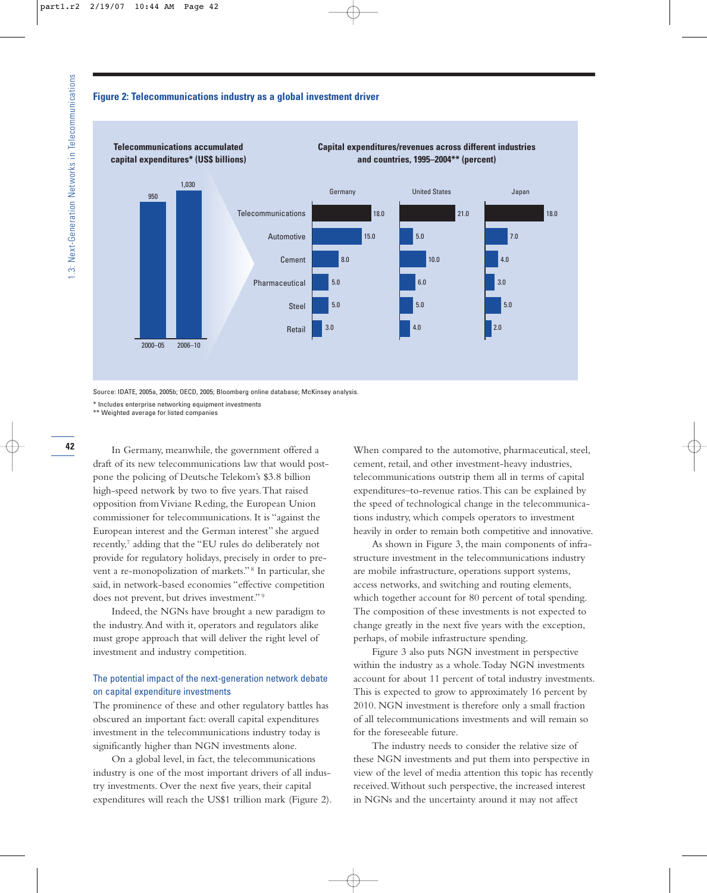**Figure 2: Telecommunications industry as a global investment driver**

**Telecommunications accumulated capital expenditures* (US$ billions)**

| Period | US$ billions |
|---|---|
| 2000–05 | 950 |
| 2006–10 | 1,030 |

**Capital expenditures/revenues across different industries and countries, 1995–2004** (percent)**

| Industry | Germany | United States | Japan |
|---|---|---|---|
| Telecommunications | 18.0 | 21.0 | 18.0 |
| Automotive | 15.0 | 5.0 | 7.0 |
| Cement | 8.0 | 10.0 | 4.0 |
| Pharmaceutical | 5.0 | 6.0 | 3.0 |
| Steel | 5.0 | 5.0 | 5.0 |
| Retail | 3.0 | 4.0 | 2.0 |

Source: IDATE, 2005a, 2005b; OECD, 2005; Bloomberg online database; McKinsey analysis.

* Includes enterprise networking equipment investments
** Weighted average for listed companies

In Germany, meanwhile, the government offered a draft of its new telecommunications law that would postpone the policing of Deutsche Telekom's $3.8 billion high-speed network by two to five years. That raised opposition from Viviane Reding, the European Union commissioner for telecommunications. It is "against the European interest and the German interest" she argued recently,[7] adding that the "EU rules do deliberately not provide for regulatory holidays, precisely in order to prevent a re-monopolization of markets."[8] In particular, she said, in network-based economies "effective competition does not prevent, but drives investment."[9]

Indeed, the NGNs have brought a new paradigm to the industry. And with it, operators and regulators alike must grope approach that will deliver the right level of investment and industry competition.

### The potential impact of the next-generation network debate on capital expenditure investments

The prominence of these and other regulatory battles has obscured an important fact: overall capital expenditures investment in the telecommunications industry today is significantly higher than NGN investments alone.

On a global level, in fact, the telecommunications industry is one of the most important drivers of all industry investments. Over the next five years, their capital expenditures will reach the US$1 trillion mark (Figure 2). When compared to the automotive, pharmaceutical, steel, cement, retail, and other investment-heavy industries, telecommunications outstrip them all in terms of capital expenditures–to-revenue ratios. This can be explained by the speed of technological change in the telecommunications industry, which compels operators to investment heavily in order to remain both competitive and innovative.

As shown in Figure 3, the main components of infrastructure investment in the telecommunications industry are mobile infrastructure, operations support systems, access networks, and switching and routing elements, which together account for 80 percent of total spending. The composition of these investments is not expected to change greatly in the next five years with the exception, perhaps, of mobile infrastructure spending.

Figure 3 also puts NGN investment in perspective within the industry as a whole. Today NGN investments account for about 11 percent of total industry investments. This is expected to grow to approximately 16 percent by 2010. NGN investment is therefore only a small fraction of all telecommunications investments and will remain so for the foreseeable future.

The industry needs to consider the relative size of these NGN investments and put them into perspective in view of the level of media attention this topic has recently received. Without such perspective, the increased interest in NGNs and the uncertainty around it may not affect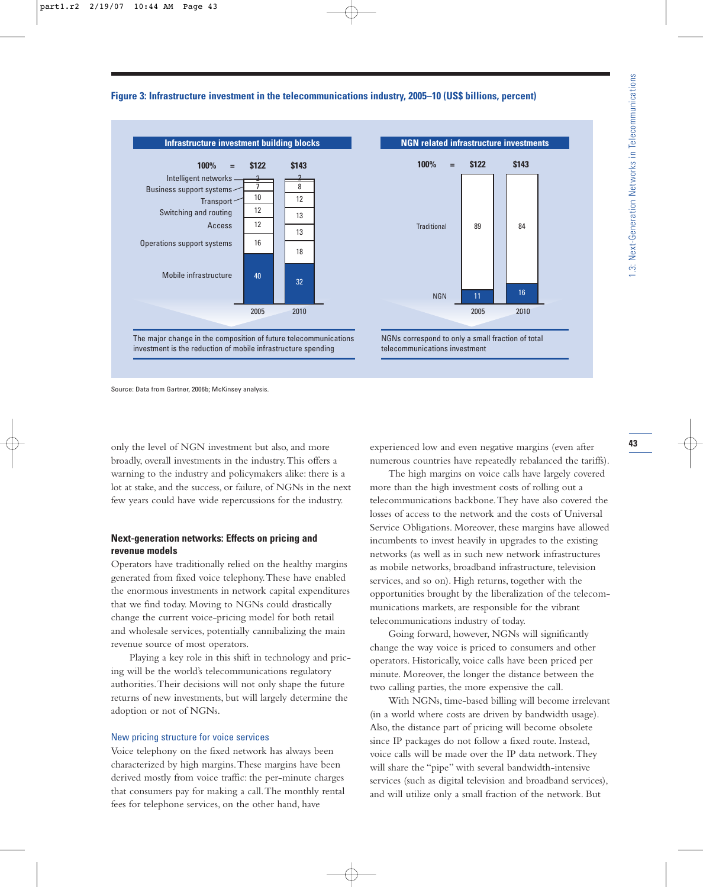**Figure 3: Infrastructure investment in the telecommunications industry, 2005–10 (US$ billions, percent)**

**Infrastructure investment building blocks**

| 100% = | $122 (2005) | $143 (2010) |
|---|---|---|
| Intelligent networks | 2 | 2 |
| Business support systems | 7 | 8 |
| Transport | 10 | 12 |
| Switching and routing | 12 | 13 |
| Access | 12 | 13 |
| Operations support systems | 16 | 18 |
| Mobile infrastructure | 40 | 32 |

The major change in the composition of future telecommunications investment is the reduction of mobile infrastructure spending

**NGN related infrastructure investments**

| 100% = | $122 (2005) | $143 (2010) |
|---|---|---|
| Traditional | 89 | 84 |
| NGN | 11 | 16 |

NGNs correspond to only a small fraction of total telecommunications investment

Source: Data from Gartner, 2006b; McKinsey analysis.

only the level of NGN investment but also, and more broadly, overall investments in the industry. This offers a warning to the industry and policymakers alike: there is a lot at stake, and the success, or failure, of NGNs in the next few years could have wide repercussions for the industry.

## Next-generation networks: Effects on pricing and revenue models

Operators have traditionally relied on the healthy margins generated from fixed voice telephony. These have enabled the enormous investments in network capital expenditures that we find today. Moving to NGNs could drastically change the current voice-pricing model for both retail and wholesale services, potentially cannibalizing the main revenue source of most operators.

Playing a key role in this shift in technology and pricing will be the world's telecommunications regulatory authorities. Their decisions will not only shape the future returns of new investments, but will largely determine the adoption or not of NGNs.

### New pricing structure for voice services

Voice telephony on the fixed network has always been characterized by high margins. These margins have been derived mostly from voice traffic: the per-minute charges that consumers pay for making a call. The monthly rental fees for telephone services, on the other hand, have experienced low and even negative margins (even after numerous countries have repeatedly rebalanced the tariffs).

The high margins on voice calls have largely covered more than the high investment costs of rolling out a telecommunications backbone. They have also covered the losses of access to the network and the costs of Universal Service Obligations. Moreover, these margins have allowed incumbents to invest heavily in upgrades to the existing networks (as well as in such new network infrastructures as mobile networks, broadband infrastructure, television services, and so on). High returns, together with the opportunities brought by the liberalization of the telecommunications markets, are responsible for the vibrant telecommunications industry of today.

Going forward, however, NGNs will significantly change the way voice is priced to consumers and other operators. Historically, voice calls have been priced per minute. Moreover, the longer the distance between the two calling parties, the more expensive the call.

With NGNs, time-based billing will become irrelevant (in a world where costs are driven by bandwidth usage). Also, the distance part of pricing will become obsolete since IP packages do not follow a fixed route. Instead, voice calls will be made over the IP data network. They will share the "pipe" with several bandwidth-intensive services (such as digital television and broadband services), and will utilize only a small fraction of the network. But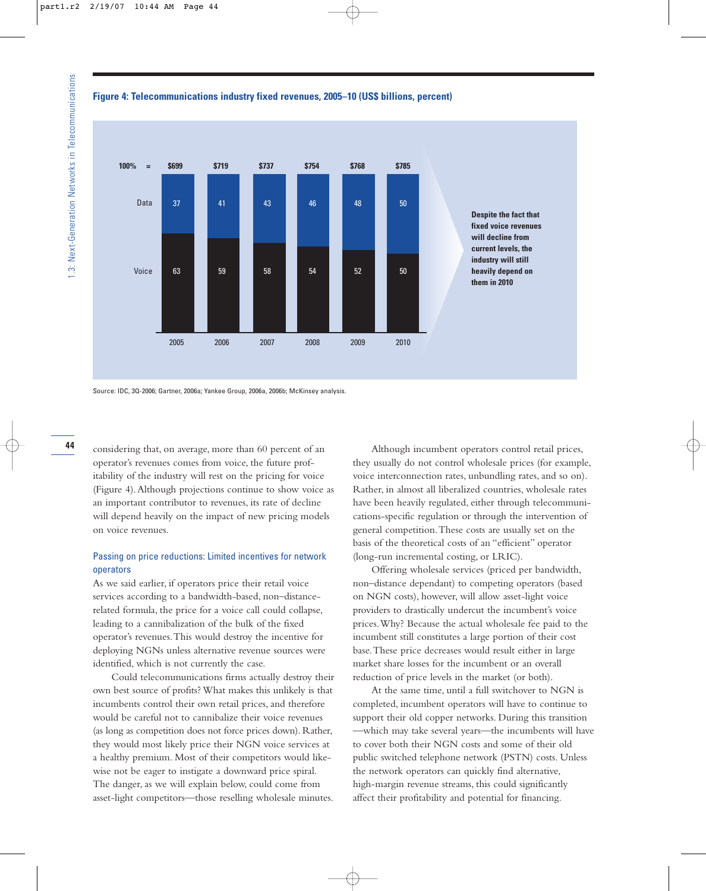**Figure 4: Telecommunications industry fixed revenues, 2005–10 (US$ billions, percent)**

| | 2005 | 2006 | 2007 | 2008 | 2009 | 2010 |
|---|---|---|---|---|---|---|
| 100% = | $699 | $719 | $737 | $754 | $768 | $785 |
| Data | 37 | 41 | 43 | 46 | 48 | 50 |
| Voice | 63 | 59 | 58 | 54 | 52 | 50 |

Despite the fact that fixed voice revenues will decline from current levels, the industry will still heavily depend on them in 2010

Source: IDC, 3Q-2006; Gartner, 2006a; Yankee Group, 2006a, 2006b; McKinsey analysis.

considering that, on average, more than 60 percent of an operator's revenues comes from voice, the future profitability of the industry will rest on the pricing for voice (Figure 4). Although projections continue to show voice as an important contributor to revenues, its rate of decline will depend heavily on the impact of new pricing models on voice revenues.

### Passing on price reductions: Limited incentives for network operators

As we said earlier, if operators price their retail voice services according to a bandwidth-based, non–distance-related formula, the price for a voice call could collapse, leading to a cannibalization of the bulk of the fixed operator's revenues. This would destroy the incentive for deploying NGNs unless alternative revenue sources were identified, which is not currently the case.

Could telecommunications firms actually destroy their own best source of profits? What makes this unlikely is that incumbents control their own retail prices, and therefore would be careful not to cannibalize their voice revenues (as long as competition does not force prices down). Rather, they would most likely price their NGN voice services at a healthy premium. Most of their competitors would likewise not be eager to instigate a downward price spiral. The danger, as we will explain below, could come from asset-light competitors—those reselling wholesale minutes.

Although incumbent operators control retail prices, they usually do not control wholesale prices (for example, voice interconnection rates, unbundling rates, and so on). Rather, in almost all liberalized countries, wholesale rates have been heavily regulated, either through telecommunications-specific regulation or through the intervention of general competition. These costs are usually set on the basis of the theoretical costs of an "efficient" operator (long-run incremental costing, or LRIC).

Offering wholesale services (priced per bandwidth, non–distance dependant) to competing operators (based on NGN costs), however, will allow asset-light voice providers to drastically undercut the incumbent's voice prices. Why? Because the actual wholesale fee paid to the incumbent still constitutes a large portion of their cost base. These price decreases would result either in large market share losses for the incumbent or an overall reduction of price levels in the market (or both).

At the same time, until a full switchover to NGN is completed, incumbent operators will have to continue to support their old copper networks. During this transition—which may take several years—the incumbents will have to cover both their NGN costs and some of their old public switched telephone network (PSTN) costs. Unless the network operators can quickly find alternative, high-margin revenue streams, this could significantly affect their profitability and potential for financing.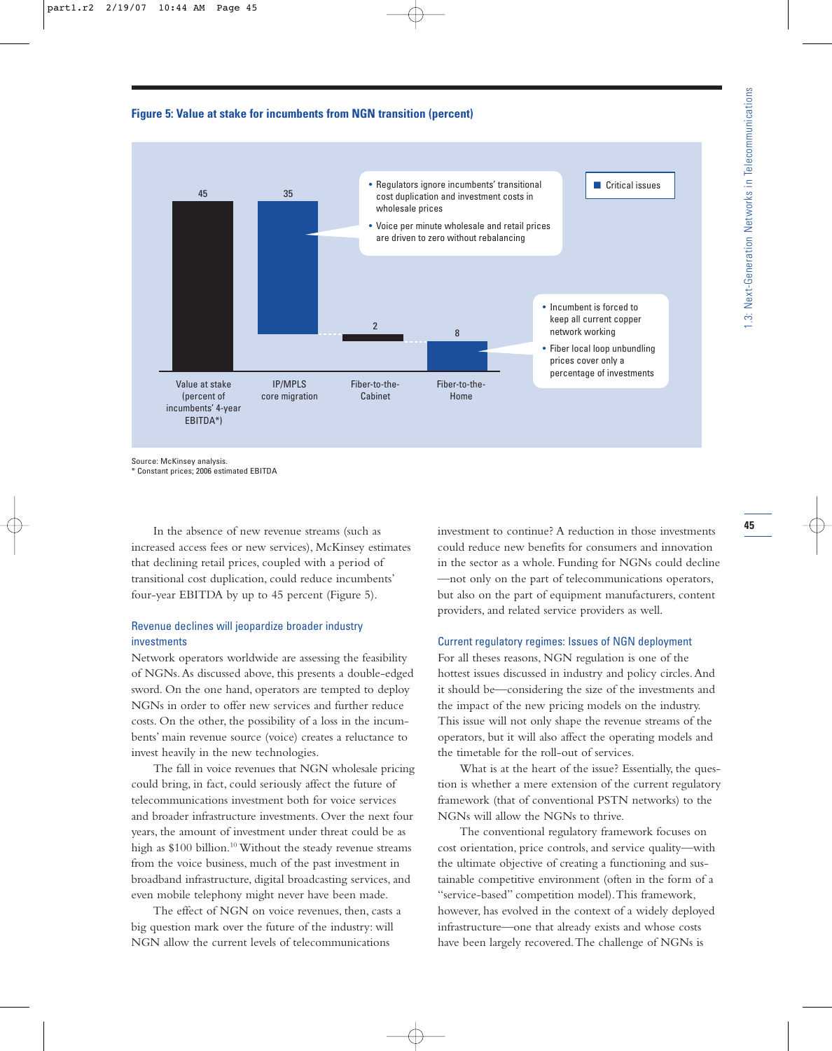**Figure 5: Value at stake for incumbents from NGN transition (percent)**

| Value at stake (percent of incumbents' 4-year EBITDA*) | IP/MPLS core migration | Fiber-to-the-Cabinet | Fiber-to-the-Home |
|---|---|---|---|
| 45 | 35 | 2 | 8 |

Critical issues:

- Regulators ignore incumbents' transitional cost duplication and investment costs in wholesale prices
- Voice per minute wholesale and retail prices are driven to zero without rebalancing

- Incumbent is forced to keep all current copper network working
- Fiber local loop unbundling prices cover only a percentage of investments

Source: McKinsey analysis.
* Constant prices; 2006 estimated EBITDA

In the absence of new revenue streams (such as increased access fees or new services), McKinsey estimates that declining retail prices, coupled with a period of transitional cost duplication, could reduce incumbents' four-year EBITDA by up to 45 percent (Figure 5).

## Revenue declines will jeopardize broader industry investments

Network operators worldwide are assessing the feasibility of NGNs. As discussed above, this presents a double-edged sword. On the one hand, operators are tempted to deploy NGNs in order to offer new services and further reduce costs. On the other, the possibility of a loss in the incumbents' main revenue source (voice) creates a reluctance to invest heavily in the new technologies.

The fall in voice revenues that NGN wholesale pricing could bring, in fact, could seriously affect the future of telecommunications investment both for voice services and broader infrastructure investments. Over the next four years, the amount of investment under threat could be as high as $100 billion.[10] Without the steady revenue streams from the voice business, much of the past investment in broadband infrastructure, digital broadcasting services, and even mobile telephony might never have been made.

The effect of NGN on voice revenues, then, casts a big question mark over the future of the industry: will NGN allow the current levels of telecommunications investment to continue? A reduction in those investments could reduce new benefits for consumers and innovation in the sector as a whole. Funding for NGNs could decline —not only on the part of telecommunications operators, but also on the part of equipment manufacturers, content providers, and related service providers as well.

## Current regulatory regimes: Issues of NGN deployment

For all theses reasons, NGN regulation is one of the hottest issues discussed in industry and policy circles. And it should be—considering the size of the investments and the impact of the new pricing models on the industry. This issue will not only shape the revenue streams of the operators, but it will also affect the operating models and the timetable for the roll-out of services.

What is at the heart of the issue? Essentially, the question is whether a mere extension of the current regulatory framework (that of conventional PSTN networks) to the NGNs will allow the NGNs to thrive.

The conventional regulatory framework focuses on cost orientation, price controls, and service quality—with the ultimate objective of creating a functioning and sustainable competitive environment (often in the form of a "service-based" competition model). This framework, however, has evolved in the context of a widely deployed infrastructure—one that already exists and whose costs have been largely recovered. The challenge of NGNs is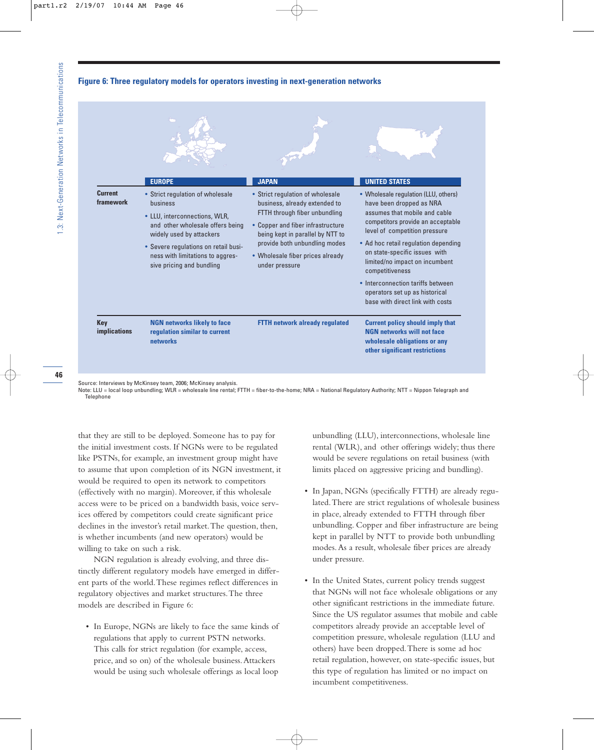**Figure 6: Three regulatory models for operators investing in next-generation networks**

| | EUROPE | JAPAN | UNITED STATES |
|---|---|---|---|
| **Current framework** | • Strict regulation of wholesale business<br>• LLU, interconnections, WLR, and other wholesale offers being widely used by attackers<br>• Severe regulations on retail business with limitations to aggressive pricing and bundling | • Strict regulation of wholesale business, already extended to FTTH through fiber unbundling<br>• Copper and fiber infrastructure being kept in parallel by NTT to provide both unbundling modes<br>• Wholesale fiber prices already under pressure | • Wholesale regulation (LLU, others) have been dropped as NRA assumes that mobile and cable competitors provide an acceptable level of competition pressure<br>• Ad hoc retail regulation depending on state-specific issues with limited/no impact on incumbent competitiveness<br>• Interconnection tariffs between operators set up as historical base with direct link with costs |
| **Key implications** | **NGN networks likely to face regulation similar to current networks** | **FTTH network already regulated** | **Current policy should imply that NGN networks will not face wholesale obligations or any other significant restrictions** |

Source: Interviews by McKinsey team, 2006; McKinsey analysis.
Note: LLU = local loop unbundling; WLR = wholesale line rental; FTTH = fiber-to-the-home; NRA = National Regulatory Authority; NTT = Nippon Telegraph and Telephone

that they are still to be deployed. Someone has to pay for the initial investment costs. If NGNs were to be regulated like PSTNs, for example, an investment group might have to assume that upon completion of its NGN investment, it would be required to open its network to competitors (effectively with no margin). Moreover, if this wholesale access were to be priced on a bandwidth basis, voice services offered by competitors could create significant price declines in the investor's retail market. The question, then, is whether incumbents (and new operators) would be willing to take on such a risk.

NGN regulation is already evolving, and three distinctly different regulatory models have emerged in different parts of the world. These regimes reflect differences in regulatory objectives and market structures. The three models are described in Figure 6:

- In Europe, NGNs are likely to face the same kinds of regulations that apply to current PSTN networks. This calls for strict regulation (for example, access, price, and so on) of the wholesale business. Attackers would be using such wholesale offerings as local loop unbundling (LLU), interconnections, wholesale line rental (WLR), and other offerings widely; thus there would be severe regulations on retail business (with limits placed on aggressive pricing and bundling).

- In Japan, NGNs (specifically FTTH) are already regulated. There are strict regulations of wholesale business in place, already extended to FTTH through fiber unbundling. Copper and fiber infrastructure are being kept in parallel by NTT to provide both unbundling modes. As a result, wholesale fiber prices are already under pressure.

- In the United States, current policy trends suggest that NGNs will not face wholesale obligations or any other significant restrictions in the immediate future. Since the US regulator assumes that mobile and cable competitors already provide an acceptable level of competition pressure, wholesale regulation (LLU and others) have been dropped. There is some ad hoc retail regulation, however, on state-specific issues, but this type of regulation has limited or no impact on incumbent competitiveness.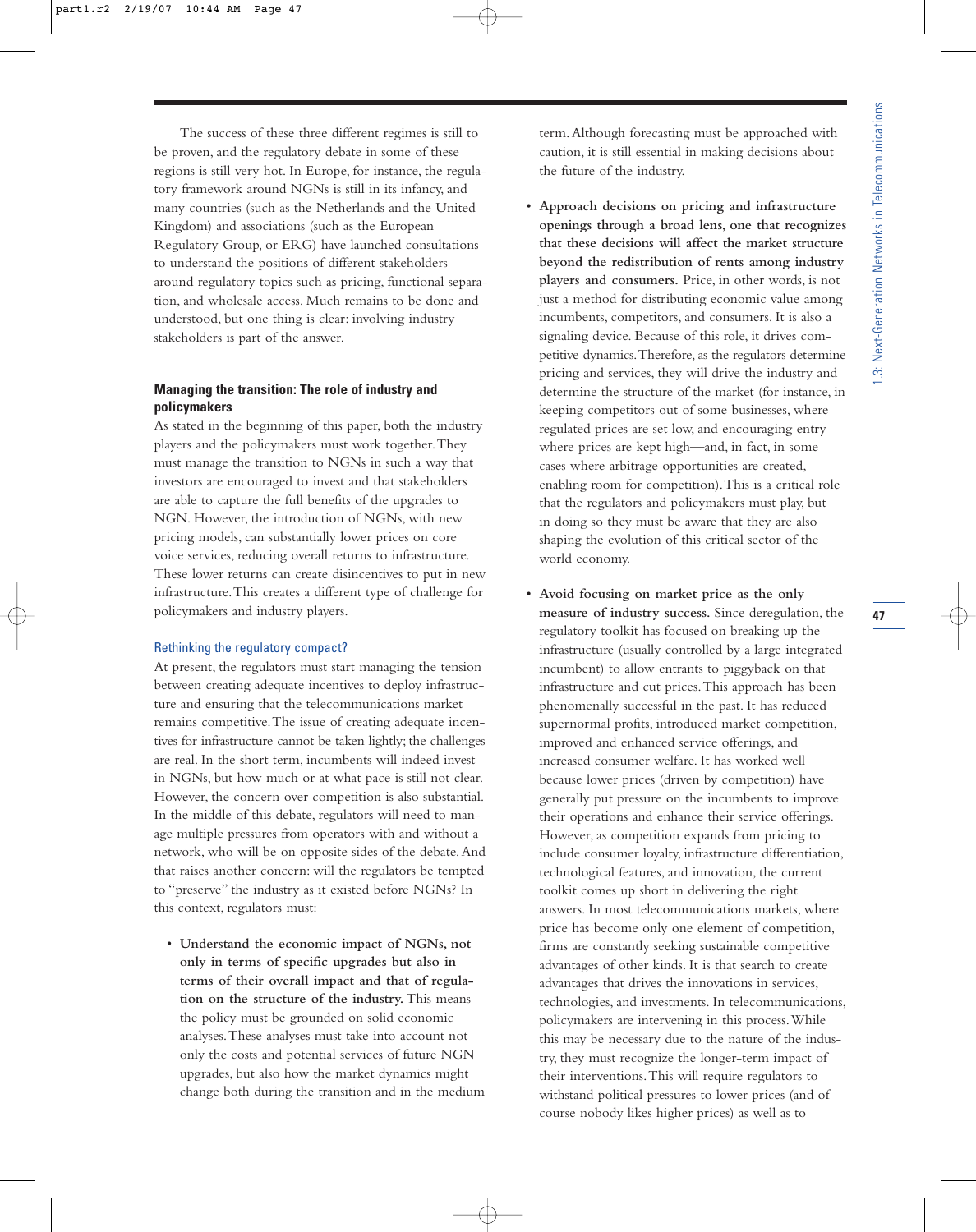The success of these three different regimes is still to be proven, and the regulatory debate in some of these regions is still very hot. In Europe, for instance, the regulatory framework around NGNs is still in its infancy, and many countries (such as the Netherlands and the United Kingdom) and associations (such as the European Regulatory Group, or ERG) have launched consultations to understand the positions of different stakeholders around regulatory topics such as pricing, functional separation, and wholesale access. Much remains to be done and understood, but one thing is clear: involving industry stakeholders is part of the answer.

## Managing the transition: The role of industry and policymakers

As stated in the beginning of this paper, both the industry players and the policymakers must work together. They must manage the transition to NGNs in such a way that investors are encouraged to invest and that stakeholders are able to capture the full benefits of the upgrades to NGN. However, the introduction of NGNs, with new pricing models, can substantially lower prices on core voice services, reducing overall returns to infrastructure. These lower returns can create disincentives to put in new infrastructure. This creates a different type of challenge for policymakers and industry players.

### Rethinking the regulatory compact?

At present, the regulators must start managing the tension between creating adequate incentives to deploy infrastructure and ensuring that the telecommunications market remains competitive. The issue of creating adequate incentives for infrastructure cannot be taken lightly; the challenges are real. In the short term, incumbents will indeed invest in NGNs, but how much or at what pace is still not clear. However, the concern over competition is also substantial. In the middle of this debate, regulators will need to manage multiple pressures from operators with and without a network, who will be on opposite sides of the debate. And that raises another concern: will the regulators be tempted to "preserve" the industry as it existed before NGNs? In this context, regulators must:

- **Understand the economic impact of NGNs, not only in terms of specific upgrades but also in terms of their overall impact and that of regulation on the structure of the industry.** This means the policy must be grounded on solid economic analyses. These analyses must take into account not only the costs and potential services of future NGN upgrades, but also how the market dynamics might change both during the transition and in the medium term. Although forecasting must be approached with caution, it is still essential in making decisions about the future of the industry.

- **Approach decisions on pricing and infrastructure openings through a broad lens, one that recognizes that these decisions will affect the market structure beyond the redistribution of rents among industry players and consumers.** Price, in other words, is not just a method for distributing economic value among incumbents, competitors, and consumers. It is also a signaling device. Because of this role, it drives competitive dynamics. Therefore, as the regulators determine pricing and services, they will drive the industry and determine the structure of the market (for instance, in keeping competitors out of some businesses, where regulated prices are set low, and encouraging entry where prices are kept high—and, in fact, in some cases where arbitrage opportunities are created, enabling room for competition). This is a critical role that the regulators and policymakers must play, but in doing so they must be aware that they are also shaping the evolution of this critical sector of the world economy.

- **Avoid focusing on market price as the only measure of industry success.** Since deregulation, the regulatory toolkit has focused on breaking up the infrastructure (usually controlled by a large integrated incumbent) to allow entrants to piggyback on that infrastructure and cut prices. This approach has been phenomenally successful in the past. It has reduced supernormal profits, introduced market competition, improved and enhanced service offerings, and increased consumer welfare. It has worked well because lower prices (driven by competition) have generally put pressure on the incumbents to improve their operations and enhance their service offerings. However, as competition expands from pricing to include consumer loyalty, infrastructure differentiation, technological features, and innovation, the current toolkit comes up short in delivering the right answers. In most telecommunications markets, where price has become only one element of competition, firms are constantly seeking sustainable competitive advantages of other kinds. It is that search to create advantages that drives the innovations in services, technologies, and investments. In telecommunications, policymakers are intervening in this process. While this may be necessary due to the nature of the industry, they must recognize the longer-term impact of their interventions. This will require regulators to withstand political pressures to lower prices (and of course nobody likes higher prices) as well as to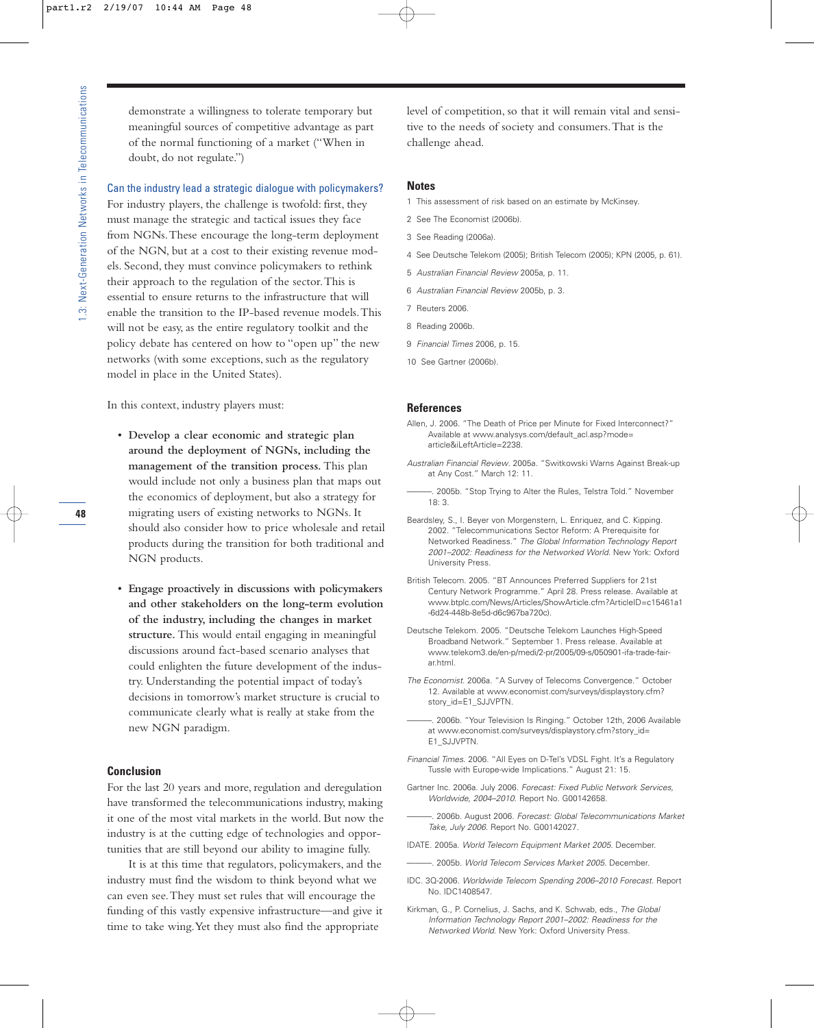demonstrate a willingness to tolerate temporary but meaningful sources of competitive advantage as part of the normal functioning of a market ("When in doubt, do not regulate.")

### Can the industry lead a strategic dialogue with policymakers?

For industry players, the challenge is twofold: first, they must manage the strategic and tactical issues they face from NGNs. These encourage the long-term deployment of the NGN, but at a cost to their existing revenue models. Second, they must convince policymakers to rethink their approach to the regulation of the sector. This is essential to ensure returns to the infrastructure that will enable the transition to the IP-based revenue models. This will not be easy, as the entire regulatory toolkit and the policy debate has centered on how to "open up" the new networks (with some exceptions, such as the regulatory model in place in the United States).

In this context, industry players must:

- **Develop a clear economic and strategic plan around the deployment of NGNs, including the management of the transition process.** This plan would include not only a business plan that maps out the economics of deployment, but also a strategy for migrating users of existing networks to NGNs. It should also consider how to price wholesale and retail products during the transition for both traditional and NGN products.
- **Engage proactively in discussions with policymakers and other stakeholders on the long-term evolution of the industry, including the changes in market structure.** This would entail engaging in meaningful discussions around fact-based scenario analyses that could enlighten the future development of the industry. Understanding the potential impact of today's decisions in tomorrow's market structure is crucial to communicate clearly what is really at stake from the new NGN paradigm.

## Conclusion

For the last 20 years and more, regulation and deregulation have transformed the telecommunications industry, making it one of the most vital markets in the world. But now the industry is at the cutting edge of technologies and opportunities that are still beyond our ability to imagine fully.

It is at this time that regulators, policymakers, and the industry must find the wisdom to think beyond what we can even see. They must set rules that will encourage the funding of this vastly expensive infrastructure—and give it time to take wing. Yet they must also find the appropriate level of competition, so that it will remain vital and sensitive to the needs of society and consumers. That is the challenge ahead.

## Notes

1 This assessment of risk based on an estimate by McKinsey.

2 See The Economist (2006b).

3 See Reading (2006a).

4 See Deutsche Telekom (2005); British Telecom (2005); KPN (2005, p. 61).

5 *Australian Financial Review* 2005a, p. 11.

6 *Australian Financial Review* 2005b, p. 3.

7 Reuters 2006.

8 Reading 2006b.

9 *Financial Times* 2006, p. 15.

10 See Gartner (2006b).

## References

Allen, J. 2006. "The Death of Price per Minute for Fixed Interconnect?" Available at www.analysys.com/default_acl.asp?mode=article&iLeftArticle=2238.

*Australian Financial Review*. 2005a. "Switkowski Warns Against Break-up at Any Cost." March 12: 11.

———. 2005b. "Stop Trying to Alter the Rules, Telstra Told." November 18: 3.

Beardsley, S., I. Beyer von Morgenstern, L. Enriquez, and C. Kipping. 2002. "Telecommunications Sector Reform: A Prerequisite for Networked Readiness." *The Global Information Technology Report 2001–2002: Readiness for the Networked World*. New York: Oxford University Press.

British Telecom. 2005. "BT Announces Preferred Suppliers for 21st Century Network Programme." April 28. Press release. Available at www.btplc.com/News/Articles/ShowArticle.cfm?ArticleID=c15461a1-6d24-448b-8e5d-d6c967ba720c).

Deutsche Telekom. 2005. "Deutsche Telekom Launches High-Speed Broadband Network." September 1. Press release. Available at www.telekom3.de/en-p/medi/2-pr/2005/09-s/050901-ifa-trade-fair-ar.html.

*The Economist*. 2006a. "A Survey of Telecoms Convergence." October 12. Available at www.economist.com/surveys/displaystory.cfm?story_id=E1_SJJVPTN.

———. 2006b. "Your Television Is Ringing." October 12th, 2006 Available at www.economist.com/surveys/displaystory.cfm?story_id=E1_SJJVPTN.

*Financial Times*. 2006. "All Eyes on D-Tel's VDSL Fight. It's a Regulatory Tussle with Europe-wide Implications." August 21: 15.

Gartner Inc. 2006a. July 2006. *Forecast: Fixed Public Network Services, Worldwide, 2004–2010*. Report No. G00142658.

———. 2006b. August 2006. *Forecast: Global Telecommunications Market Take, July 2006*. Report No. G00142027.

IDATE. 2005a. *World Telecom Equipment Market 2005*. December.

———. 2005b. *World Telecom Services Market 2005*. December.

IDC. 3Q-2006. *Worldwide Telecom Spending 2006–2010 Forecast*. Report No. IDC1408547.

Kirkman, G., P. Cornelius, J. Sachs, and K. Schwab, eds., *The Global Information Technology Report 2001–2002: Readiness for the Networked World*. New York: Oxford University Press.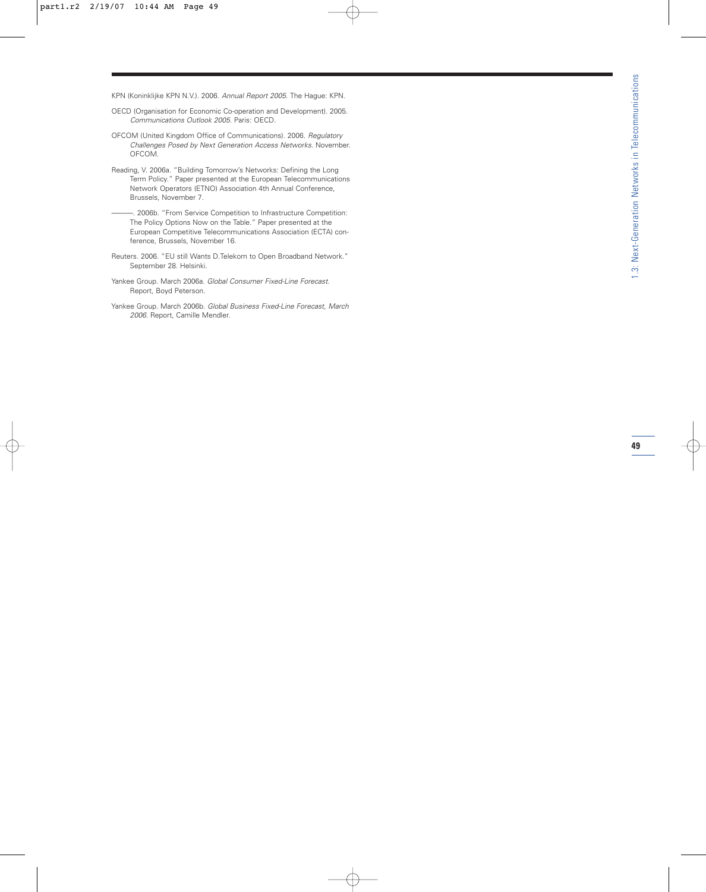KPN (Koninklijke KPN N.V.). 2006. *Annual Report 2005*. The Hague: KPN.

OECD (Organisation for Economic Co-operation and Development). 2005. *Communications Outlook 2005*. Paris: OECD.

OFCOM (United Kingdom Office of Communications). 2006. *Regulatory Challenges Posed by Next Generation Access Networks*. November. OFCOM.

Reading, V. 2006a. "Building Tomorrow's Networks: Defining the Long Term Policy." Paper presented at the European Telecommunications Network Operators (ETNO) Association 4th Annual Conference, Brussels, November 7.

———. 2006b. "From Service Competition to Infrastructure Competition: The Policy Options Now on the Table." Paper presented at the European Competitive Telecommunications Association (ECTA) conference, Brussels, November 16.

Reuters. 2006. "EU still Wants D.Telekom to Open Broadband Network." September 28. Helsinki.

Yankee Group. March 2006a. *Global Consumer Fixed-Line Forecast*. Report, Boyd Peterson.

Yankee Group. March 2006b. *Global Business Fixed-Line Forecast, March 2006*. Report, Camille Mendler.